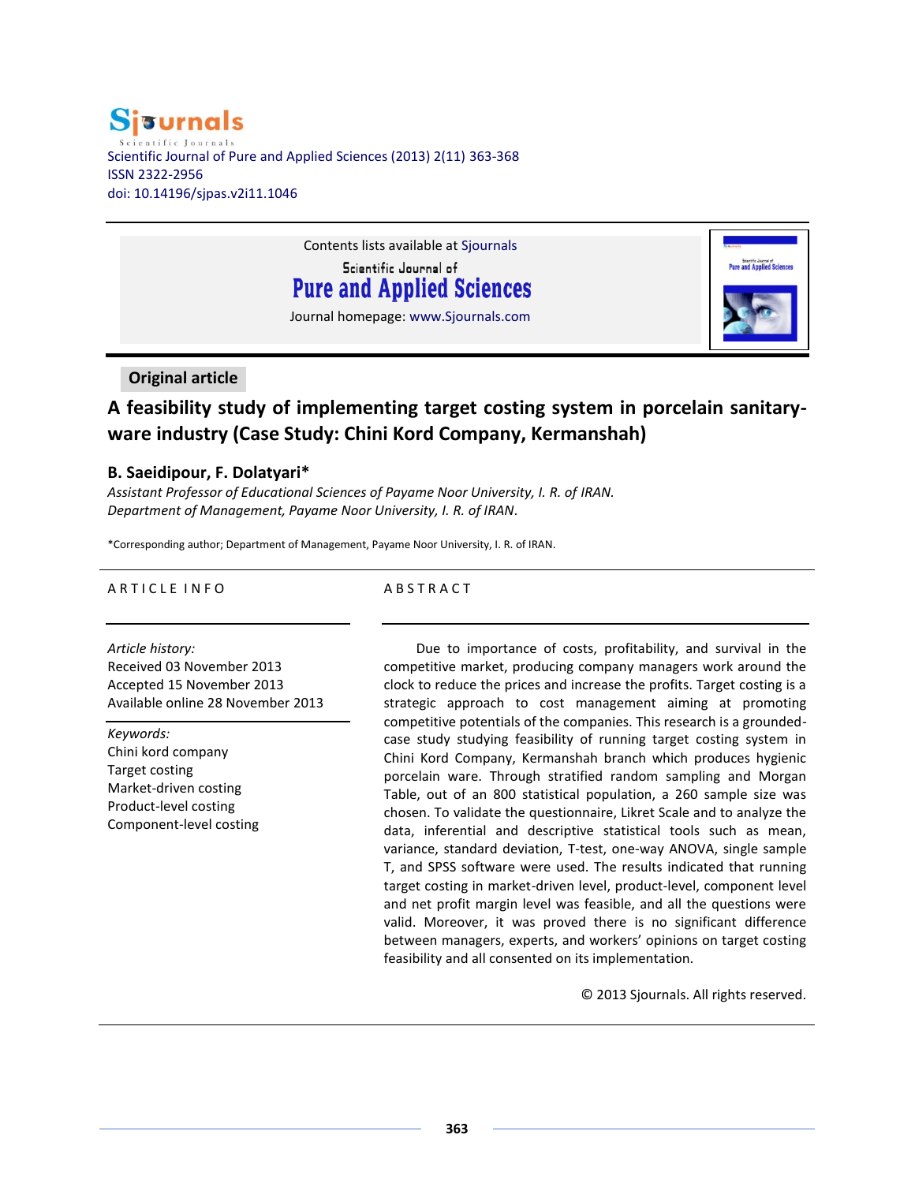Scientific Journal of Pure and Applied Sciences (2013) 2(11) 363-368
ISSN 2322-2956
doi: 10.14196/sjpas.v2i11.1046

Contents lists available at Sjournals

Scientific Journal of
**Pure and Applied Sciences**

Journal homepage: www.Sjournals.com

**Original article**

# A feasibility study of implementing target costing system in porcelain sanitary-ware industry (Case Study: Chini Kord Company, Kermanshah)

**B. Saeidipour, F. Dolatyari***

*Assistant Professor of Educational Sciences of Payame Noor University, I. R. of IRAN.*
*Department of Management, Payame Noor University, I. R. of IRAN.*

*Corresponding author; Department of Management, Payame Noor University, I. R. of IRAN.

## ARTICLE INFO

*Article history:*
Received 03 November 2013
Accepted 15 November 2013
Available online 28 November 2013

*Keywords:*
Chini kord company
Target costing
Market-driven costing
Product-level costing
Component-level costing

## ABSTRACT

Due to importance of costs, profitability, and survival in the competitive market, producing company managers work around the clock to reduce the prices and increase the profits. Target costing is a strategic approach to cost management aiming at promoting competitive potentials of the companies. This research is a grounded-case study studying feasibility of running target costing system in Chini Kord Company, Kermanshah branch which produces hygienic porcelain ware. Through stratified random sampling and Morgan Table, out of an 800 statistical population, a 260 sample size was chosen. To validate the questionnaire, Likret Scale and to analyze the data, inferential and descriptive statistical tools such as mean, variance, standard deviation, T-test, one-way ANOVA, single sample T, and SPSS software were used. The results indicated that running target costing in market-driven level, product-level, component level and net profit margin level was feasible, and all the questions were valid. Moreover, it was proved there is no significant difference between managers, experts, and workers' opinions on target costing feasibility and all consented on its implementation.

© 2013 Sjournals. All rights reserved.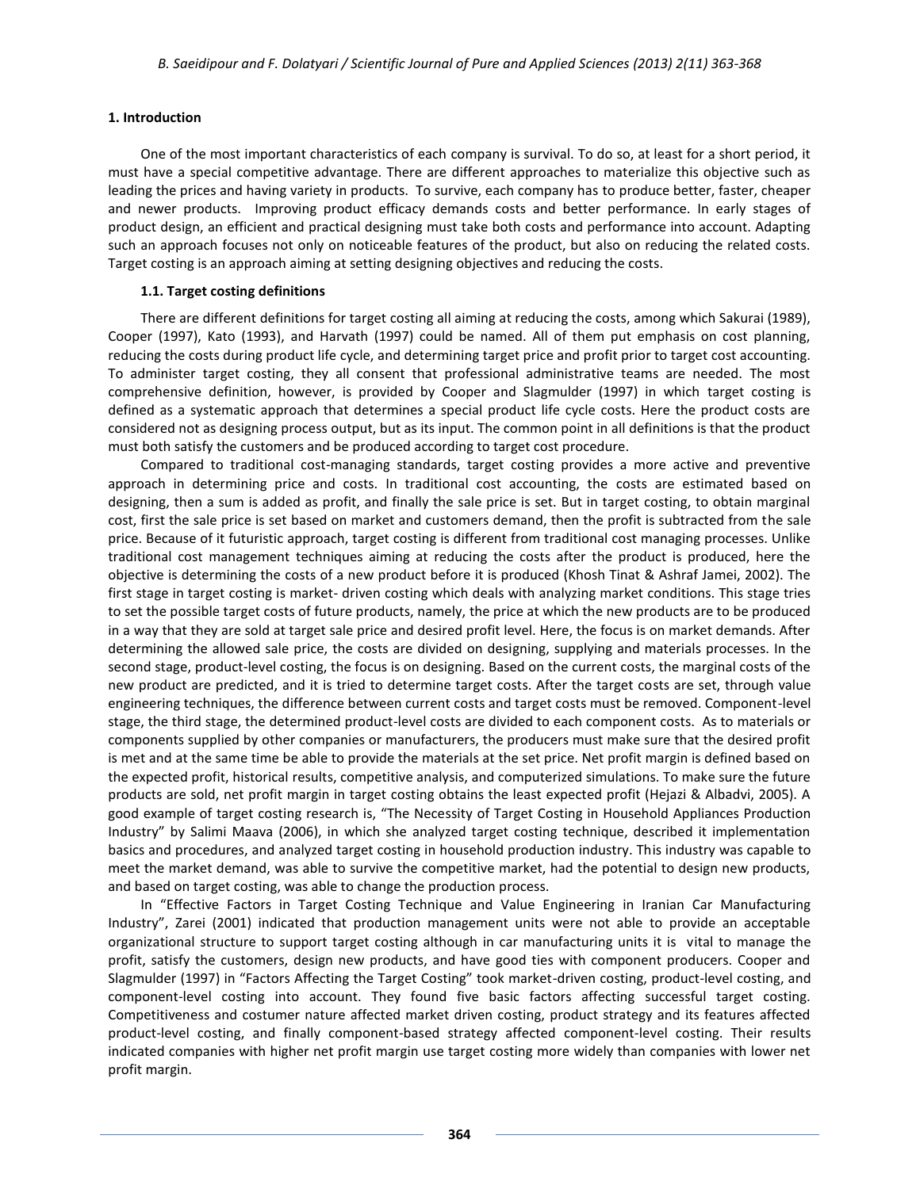## 1. Introduction

One of the most important characteristics of each company is survival. To do so, at least for a short period, it must have a special competitive advantage. There are different approaches to materialize this objective such as leading the prices and having variety in products. To survive, each company has to produce better, faster, cheaper and newer products. Improving product efficacy demands costs and better performance. In early stages of product design, an efficient and practical designing must take both costs and performance into account. Adapting such an approach focuses not only on noticeable features of the product, but also on reducing the related costs. Target costing is an approach aiming at setting designing objectives and reducing the costs.

### 1.1. Target costing definitions

There are different definitions for target costing all aiming at reducing the costs, among which Sakurai (1989), Cooper (1997), Kato (1993), and Harvath (1997) could be named. All of them put emphasis on cost planning, reducing the costs during product life cycle, and determining target price and profit prior to target cost accounting. To administer target costing, they all consent that professional administrative teams are needed. The most comprehensive definition, however, is provided by Cooper and Slagmulder (1997) in which target costing is defined as a systematic approach that determines a special product life cycle costs. Here the product costs are considered not as designing process output, but as its input. The common point in all definitions is that the product must both satisfy the customers and be produced according to target cost procedure.

Compared to traditional cost-managing standards, target costing provides a more active and preventive approach in determining price and costs. In traditional cost accounting, the costs are estimated based on designing, then a sum is added as profit, and finally the sale price is set. But in target costing, to obtain marginal cost, first the sale price is set based on market and customers demand, then the profit is subtracted from the sale price. Because of it futuristic approach, target costing is different from traditional cost managing processes. Unlike traditional cost management techniques aiming at reducing the costs after the product is produced, here the objective is determining the costs of a new product before it is produced (Khosh Tinat & Ashraf Jamei, 2002). The first stage in target costing is market- driven costing which deals with analyzing market conditions. This stage tries to set the possible target costs of future products, namely, the price at which the new products are to be produced in a way that they are sold at target sale price and desired profit level. Here, the focus is on market demands. After determining the allowed sale price, the costs are divided on designing, supplying and materials processes. In the second stage, product-level costing, the focus is on designing. Based on the current costs, the marginal costs of the new product are predicted, and it is tried to determine target costs. After the target costs are set, through value engineering techniques, the difference between current costs and target costs must be removed. Component-level stage, the third stage, the determined product-level costs are divided to each component costs. As to materials or components supplied by other companies or manufacturers, the producers must make sure that the desired profit is met and at the same time be able to provide the materials at the set price. Net profit margin is defined based on the expected profit, historical results, competitive analysis, and computerized simulations. To make sure the future products are sold, net profit margin in target costing obtains the least expected profit (Hejazi & Albadvi, 2005). A good example of target costing research is, "The Necessity of Target Costing in Household Appliances Production Industry" by Salimi Maava (2006), in which she analyzed target costing technique, described it implementation basics and procedures, and analyzed target costing in household production industry. This industry was capable to meet the market demand, was able to survive the competitive market, had the potential to design new products, and based on target costing, was able to change the production process.

In "Effective Factors in Target Costing Technique and Value Engineering in Iranian Car Manufacturing Industry", Zarei (2001) indicated that production management units were not able to provide an acceptable organizational structure to support target costing although in car manufacturing units it is vital to manage the profit, satisfy the customers, design new products, and have good ties with component producers. Cooper and Slagmulder (1997) in "Factors Affecting the Target Costing" took market-driven costing, product-level costing, and component-level costing into account. They found five basic factors affecting successful target costing. Competitiveness and costumer nature affected market driven costing, product strategy and its features affected product-level costing, and finally component-based strategy affected component-level costing. Their results indicated companies with higher net profit margin use target costing more widely than companies with lower net profit margin.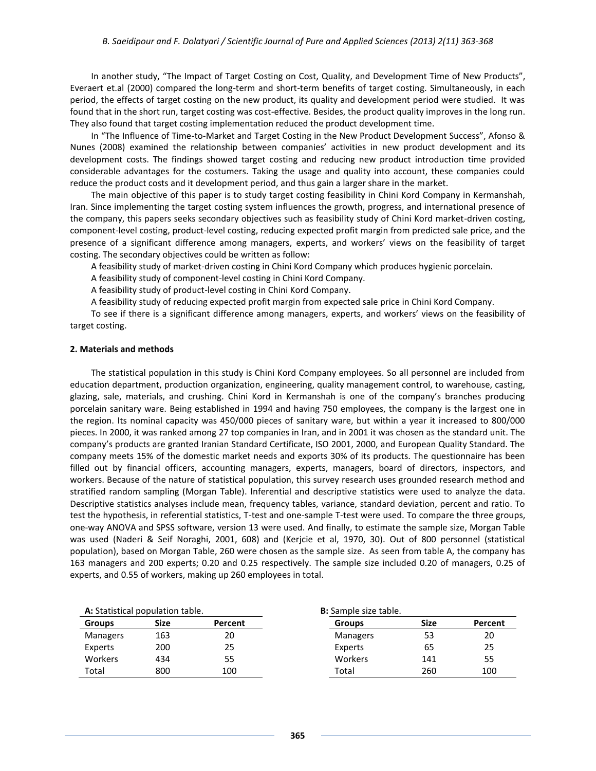In another study, "The Impact of Target Costing on Cost, Quality, and Development Time of New Products", Everaert et.al (2000) compared the long-term and short-term benefits of target costing. Simultaneously, in each period, the effects of target costing on the new product, its quality and development period were studied. It was found that in the short run, target costing was cost-effective. Besides, the product quality improves in the long run. They also found that target costing implementation reduced the product development time.

In "The Influence of Time-to-Market and Target Costing in the New Product Development Success", Afonso & Nunes (2008) examined the relationship between companies' activities in new product development and its development costs. The findings showed target costing and reducing new product introduction time provided considerable advantages for the costumers. Taking the usage and quality into account, these companies could reduce the product costs and it development period, and thus gain a larger share in the market.

The main objective of this paper is to study target costing feasibility in Chini Kord Company in Kermanshah, Iran. Since implementing the target costing system influences the growth, progress, and international presence of the company, this papers seeks secondary objectives such as feasibility study of Chini Kord market-driven costing, component-level costing, product-level costing, reducing expected profit margin from predicted sale price, and the presence of a significant difference among managers, experts, and workers' views on the feasibility of target costing. The secondary objectives could be written as follow:

A feasibility study of market-driven costing in Chini Kord Company which produces hygienic porcelain.

A feasibility study of component-level costing in Chini Kord Company.

A feasibility study of product-level costing in Chini Kord Company.

A feasibility study of reducing expected profit margin from expected sale price in Chini Kord Company.

To see if there is a significant difference among managers, experts, and workers' views on the feasibility of target costing.

## 2. Materials and methods

The statistical population in this study is Chini Kord Company employees. So all personnel are included from education department, production organization, engineering, quality management control, to warehouse, casting, glazing, sale, materials, and crushing. Chini Kord in Kermanshah is one of the company's branches producing porcelain sanitary ware. Being established in 1994 and having 750 employees, the company is the largest one in the region. Its nominal capacity was 450/000 pieces of sanitary ware, but within a year it increased to 800/000 pieces. In 2000, it was ranked among 27 top companies in Iran, and in 2001 it was chosen as the standard unit. The company's products are granted Iranian Standard Certificate, ISO 2001, 2000, and European Quality Standard. The company meets 15% of the domestic market needs and exports 30% of its products. The questionnaire has been filled out by financial officers, accounting managers, experts, managers, board of directors, inspectors, and workers. Because of the nature of statistical population, this survey research uses grounded research method and stratified random sampling (Morgan Table). Inferential and descriptive statistics were used to analyze the data. Descriptive statistics analyses include mean, frequency tables, variance, standard deviation, percent and ratio. To test the hypothesis, in referential statistics, T-test and one-sample T-test were used. To compare the three groups, one-way ANOVA and SPSS software, version 13 were used. And finally, to estimate the sample size, Morgan Table was used (Naderi & Seif Noraghi, 2001, 608) and (Kerjcie et al, 1970, 30). Out of 800 personnel (statistical population), based on Morgan Table, 260 were chosen as the sample size. As seen from table A, the company has 163 managers and 200 experts; 0.20 and 0.25 respectively. The sample size included 0.20 of managers, 0.25 of experts, and 0.55 of workers, making up 260 employees in total.

**A:** Statistical population table.

| Groups | Size | Percent |
|---|---|---|
| Managers | 163 | 20 |
| Experts | 200 | 25 |
| Workers | 434 | 55 |
| Total | 800 | 100 |

**B:** Sample size table.

| Groups | Size | Percent |
|---|---|---|
| Managers | 53 | 20 |
| Experts | 65 | 25 |
| Workers | 141 | 55 |
| Total | 260 | 100 |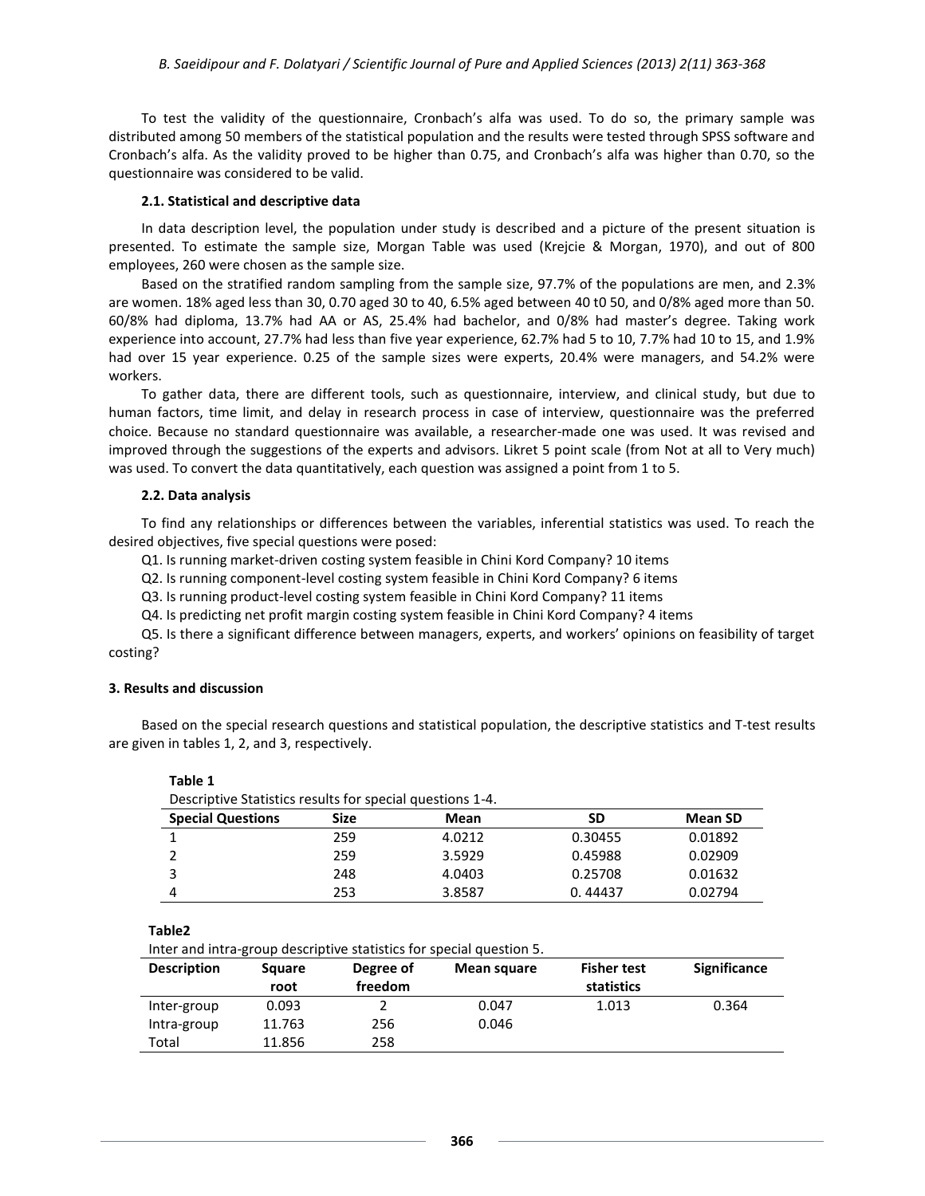To test the validity of the questionnaire, Cronbach's alfa was used. To do so, the primary sample was distributed among 50 members of the statistical population and the results were tested through SPSS software and Cronbach's alfa. As the validity proved to be higher than 0.75, and Cronbach's alfa was higher than 0.70, so the questionnaire was considered to be valid.

### 2.1. Statistical and descriptive data

In data description level, the population under study is described and a picture of the present situation is presented. To estimate the sample size, Morgan Table was used (Krejcie & Morgan, 1970), and out of 800 employees, 260 were chosen as the sample size.

Based on the stratified random sampling from the sample size, 97.7% of the populations are men, and 2.3% are women. 18% aged less than 30, 0.70 aged 30 to 40, 6.5% aged between 40 t0 50, and 0/8% aged more than 50. 60/8% had diploma, 13.7% had AA or AS, 25.4% had bachelor, and 0/8% had master's degree. Taking work experience into account, 27.7% had less than five year experience, 62.7% had 5 to 10, 7.7% had 10 to 15, and 1.9% had over 15 year experience. 0.25 of the sample sizes were experts, 20.4% were managers, and 54.2% were workers.

To gather data, there are different tools, such as questionnaire, interview, and clinical study, but due to human factors, time limit, and delay in research process in case of interview, questionnaire was the preferred choice. Because no standard questionnaire was available, a researcher-made one was used. It was revised and improved through the suggestions of the experts and advisors. Likret 5 point scale (from Not at all to Very much) was used. To convert the data quantitatively, each question was assigned a point from 1 to 5.

### 2.2. Data analysis

To find any relationships or differences between the variables, inferential statistics was used. To reach the desired objectives, five special questions were posed:

Q1. Is running market-driven costing system feasible in Chini Kord Company? 10 items

Q2. Is running component-level costing system feasible in Chini Kord Company? 6 items

Q3. Is running product-level costing system feasible in Chini Kord Company? 11 items

Q4. Is predicting net profit margin costing system feasible in Chini Kord Company? 4 items

Q5. Is there a significant difference between managers, experts, and workers' opinions on feasibility of target costing?

## 3. Results and discussion

Based on the special research questions and statistical population, the descriptive statistics and T-test results are given in tables 1, 2, and 3, respectively.

**Table 1**

Descriptive Statistics results for special questions 1-4.

| Special Questions | Size | Mean | SD | Mean SD |
|---|---|---|---|---|
| 1 | 259 | 4.0212 | 0.30455 | 0.01892 |
| 2 | 259 | 3.5929 | 0.45988 | 0.02909 |
| 3 | 248 | 4.0403 | 0.25708 | 0.01632 |
| 4 | 253 | 3.8587 | 0. 44437 | 0.02794 |

**Table2**

Inter and intra-group descriptive statistics for special question 5.

| Description | Square root | Degree of freedom | Mean square | Fisher test statistics | Significance |
|---|---|---|---|---|---|
| Inter-group | 0.093 | 2 | 0.047 | 1.013 | 0.364 |
| Intra-group | 11.763 | 256 | 0.046 | | |
| Total | 11.856 | 258 | | | |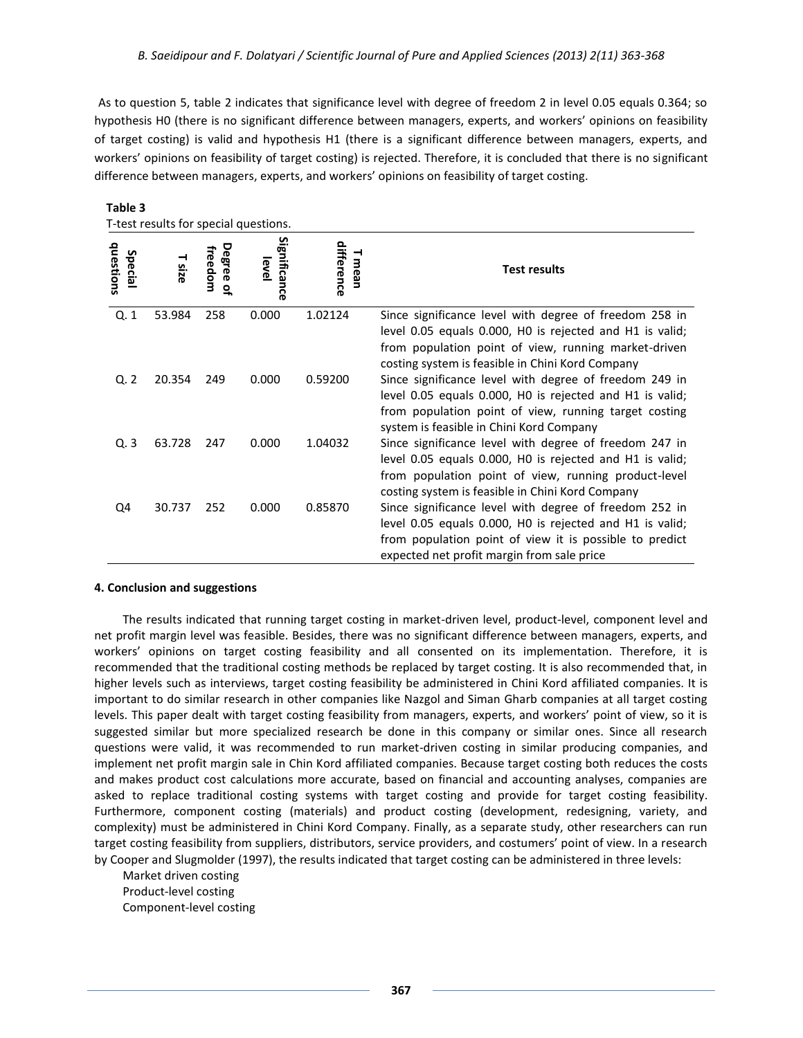As to question 5, table 2 indicates that significance level with degree of freedom 2 in level 0.05 equals 0.364; so hypothesis H0 (there is no significant difference between managers, experts, and workers' opinions on feasibility of target costing) is valid and hypothesis H1 (there is a significant difference between managers, experts, and workers' opinions on feasibility of target costing) is rejected. Therefore, it is concluded that there is no significant difference between managers, experts, and workers' opinions on feasibility of target costing.

**Table 3**
T-test results for special questions.

| Special questions | T size | Degree of freedom | Significance level | T mean difference | Test results |
|---|---|---|---|---|---|
| Q. 1 | 53.984 | 258 | 0.000 | 1.02124 | Since significance level with degree of freedom 258 in level 0.05 equals 0.000, H0 is rejected and H1 is valid; from population point of view, running market-driven costing system is feasible in Chini Kord Company |
| Q. 2 | 20.354 | 249 | 0.000 | 0.59200 | Since significance level with degree of freedom 249 in level 0.05 equals 0.000, H0 is rejected and H1 is valid; from population point of view, running target costing system is feasible in Chini Kord Company |
| Q. 3 | 63.728 | 247 | 0.000 | 1.04032 | Since significance level with degree of freedom 247 in level 0.05 equals 0.000, H0 is rejected and H1 is valid; from population point of view, running product-level costing system is feasible in Chini Kord Company |
| Q4 | 30.737 | 252 | 0.000 | 0.85870 | Since significance level with degree of freedom 252 in level 0.05 equals 0.000, H0 is rejected and H1 is valid; from population point of view it is possible to predict expected net profit margin from sale price |

## 4. Conclusion and suggestions

The results indicated that running target costing in market-driven level, product-level, component level and net profit margin level was feasible. Besides, there was no significant difference between managers, experts, and workers' opinions on target costing feasibility and all consented on its implementation. Therefore, it is recommended that the traditional costing methods be replaced by target costing. It is also recommended that, in higher levels such as interviews, target costing feasibility be administered in Chini Kord affiliated companies. It is important to do similar research in other companies like Nazgol and Siman Gharb companies at all target costing levels. This paper dealt with target costing feasibility from managers, experts, and workers' point of view, so it is suggested similar but more specialized research be done in this company or similar ones. Since all research questions were valid, it was recommended to run market-driven costing in similar producing companies, and implement net profit margin sale in Chin Kord affiliated companies. Because target costing both reduces the costs and makes product cost calculations more accurate, based on financial and accounting analyses, companies are asked to replace traditional costing systems with target costing and provide for target costing feasibility. Furthermore, component costing (materials) and product costing (development, redesigning, variety, and complexity) must be administered in Chini Kord Company. Finally, as a separate study, other researchers can run target costing feasibility from suppliers, distributors, service providers, and costumers' point of view. In a research by Cooper and Slugmolder (1997), the results indicated that target costing can be administered in three levels:

Market driven costing
Product-level costing
Component-level costing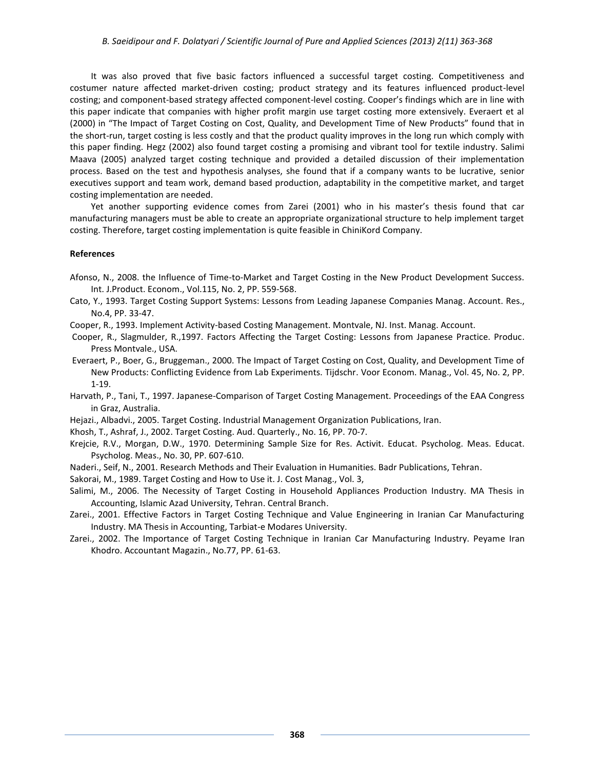It was also proved that five basic factors influenced a successful target costing. Competitiveness and costumer nature affected market-driven costing; product strategy and its features influenced product-level costing; and component-based strategy affected component-level costing. Cooper's findings which are in line with this paper indicate that companies with higher profit margin use target costing more extensively. Everaert et al (2000) in "The Impact of Target Costing on Cost, Quality, and Development Time of New Products" found that in the short-run, target costing is less costly and that the product quality improves in the long run which comply with this paper finding. Hegz (2002) also found target costing a promising and vibrant tool for textile industry. Salimi Maava (2005) analyzed target costing technique and provided a detailed discussion of their implementation process. Based on the test and hypothesis analyses, she found that if a company wants to be lucrative, senior executives support and team work, demand based production, adaptability in the competitive market, and target costing implementation are needed.

Yet another supporting evidence comes from Zarei (2001) who in his master's thesis found that car manufacturing managers must be able to create an appropriate organizational structure to help implement target costing. Therefore, target costing implementation is quite feasible in ChiniKord Company.

**References**

Afonso, N., 2008. the Influence of Time-to-Market and Target Costing in the New Product Development Success. Int. J.Product. Econom., Vol.115, No. 2, PP. 559-568.

Cato, Y., 1993. Target Costing Support Systems: Lessons from Leading Japanese Companies Manag. Account. Res., No.4, PP. 33-47.

Cooper, R., 1993. Implement Activity-based Costing Management. Montvale, NJ. Inst. Manag. Account.

Cooper, R., Slagmulder, R.,1997. Factors Affecting the Target Costing: Lessons from Japanese Practice. Produc. Press Montvale., USA.

Everaert, P., Boer, G., Bruggeman., 2000. The Impact of Target Costing on Cost, Quality, and Development Time of New Products: Conflicting Evidence from Lab Experiments. Tijdschr. Voor Econom. Manag., Vol. 45, No. 2, PP. 1-19.

Harvath, P., Tani, T., 1997. Japanese-Comparison of Target Costing Management. Proceedings of the EAA Congress in Graz, Australia.

Hejazi., Albadvi., 2005. Target Costing. Industrial Management Organization Publications, Iran.

Khosh, T., Ashraf, J., 2002. Target Costing. Aud. Quarterly., No. 16, PP. 70-7.

Krejcie, R.V., Morgan, D.W., 1970. Determining Sample Size for Res. Activit. Educat. Psycholog. Meas. Educat. Psycholog. Meas., No. 30, PP. 607-610.

Naderi., Seif, N., 2001. Research Methods and Their Evaluation in Humanities. Badr Publications, Tehran.

Sakorai, M., 1989. Target Costing and How to Use it. J. Cost Manag., Vol. 3,

Salimi, M., 2006. The Necessity of Target Costing in Household Appliances Production Industry. MA Thesis in Accounting, Islamic Azad University, Tehran. Central Branch.

Zarei., 2001. Effective Factors in Target Costing Technique and Value Engineering in Iranian Car Manufacturing Industry. MA Thesis in Accounting, Tarbiat-e Modares University.

Zarei., 2002. The Importance of Target Costing Technique in Iranian Car Manufacturing Industry. Peyame Iran Khodro. Accountant Magazin., No.77, PP. 61-63.